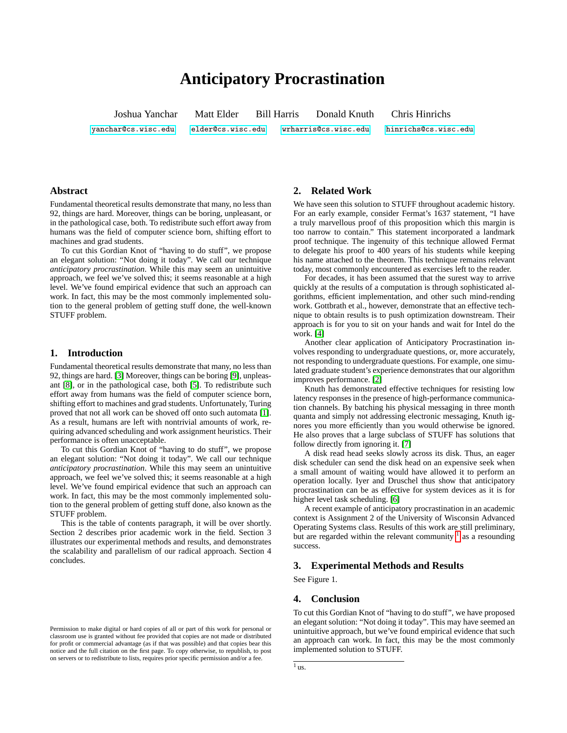# Anticipatory Procrastination

Joshua Yanchar    Matt Elder    Bill Harris    Donald Knuth    Chris Hinrichs

yanchar@cs.wisc.edu    elder@cs.wisc.edu    wrharris@cs.wisc.edu    hinrichs@cs.wisc.edu

## Abstract

Fundamental theoretical results demonstrate that many, no less than 92, things are hard. Moreover, things can be boring, unpleasant, or in the pathological case, both. To redistribute such effort away from humans was the field of computer science born, shifting effort to machines and grad students.

To cut this Gordian Knot of "having to do stuff", we propose an elegant solution: "Not doing it today". We call our technique *anticipatory procrastination*. While this may seem an unintuitive approach, we feel we've solved this; it seems reasonable at a high level. We've found empirical evidence that such an approach can work. In fact, this may be the most commonly implemented solution to the general problem of getting stuff done, the well-known STUFF problem.

## 1. Introduction

Fundamental theoretical results demonstrate that many, no less than 92, things are hard. [3] Moreover, things can be boring [9], unpleasant [8], or in the pathological case, both [5]. To redistribute such effort away from humans was the field of computer science born, shifting effort to machines and grad students. Unfortunately, Turing proved that not all work can be shoved off onto such automata [1]. As a result, humans are left with nontrivial amounts of work, requiring advanced scheduling and work assignment heuristics. Their performance is often unacceptable.

To cut this Gordian Knot of "having to do stuff", we propose an elegant solution: "Not doing it today". We call our technique *anticipatory procrastination*. While this may seem an unintuitive approach, we feel we've solved this; it seems reasonable at a high level. We've found empirical evidence that such an approach can work. In fact, this may be the most commonly implemented solution to the general problem of getting stuff done, also known as the STUFF problem.

This is the table of contents paragraph, it will be over shortly. Section 2 describes prior academic work in the field. Section 3 illustrates our experimental methods and results, and demonstrates the scalability and parallelism of our radical approach. Section 4 concludes.

Permission to make digital or hard copies of all or part of this work for personal or classroom use is granted without fee provided that copies are not made or distributed for profit or commercial advantage (as if that was possible) and that copies bear this notice and the full citation on the first page. To copy otherwise, to republish, to post on servers or to redistribute to lists, requires prior specific permission and/or a fee.

## 2. Related Work

We have seen this solution to STUFF throughout academic history. For an early example, consider Fermat's 1637 statement, "I have a truly marvellous proof of this proposition which this margin is too narrow to contain." This statement incorporated a landmark proof technique. The ingenuity of this technique allowed Fermat to delegate his proof to 400 years of his students while keeping his name attached to the theorem. This technique remains relevant today, most commonly encountered as exercises left to the reader.

For decades, it has been assumed that the surest way to arrive quickly at the results of a computation is through sophisticated algorithms, efficient implementation, and other such mind-rending work. Gottbrath et al., however, demonstrate that an effective technique to obtain results is to push optimization downstream. Their approach is for you to sit on your hands and wait for Intel do the work. [4]

Another clear application of Anticipatory Procrastination involves responding to undergraduate questions, or, more accurately, not responding to undergraduate questions. For example, one simulated graduate student's experience demonstrates that our algorithm improves performance. [2]

Knuth has demonstrated effective techniques for resisting low latency responses in the presence of high-performance communication channels. By batching his physical messaging in three month quanta and simply not addressing electronic messaging, Knuth ignores you more efficiently than you would otherwise be ignored. He also proves that a large subclass of STUFF has solutions that follow directly from ignoring it. [7]

A disk read head seeks slowly across its disk. Thus, an eager disk scheduler can send the disk head on an expensive seek when a small amount of waiting would have allowed it to perform an operation locally. Iyer and Druschel thus show that anticipatory procrastination can be as effective for system devices as it is for higher level task scheduling. [6]

A recent example of anticipatory procrastination in an academic context is Assignment 2 of the University of Wisconsin Advanced Operating Systems class. Results of this work are still preliminary, but are regarded within the relevant community [1] as a resounding success.

## 3. Experimental Methods and Results

See Figure 1.

## 4. Conclusion

To cut this Gordian Knot of "having to do stuff", we have proposed an elegant solution: "Not doing it today". This may have seemed an unintuitive approach, but we've found empirical evidence that such an approach can work. In fact, this may be the most commonly implemented solution to STUFF.

[1] us.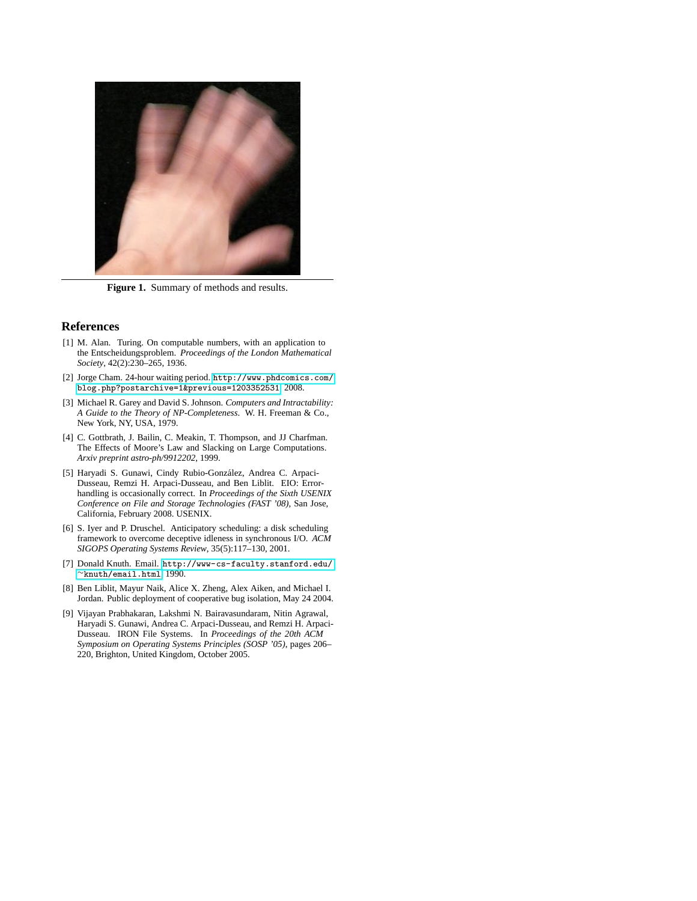Figure 1. Summary of methods and results.

## References

[1] M. Alan. Turing. On computable numbers, with an application to the Entscheidungsproblem. *Proceedings of the London Mathematical Society*, 42(2):230–265, 1936.

[2] Jorge Cham. 24-hour waiting period. http://www.phdcomics.com/blog.php?postarchive=1&previous=1203352531, 2008.

[3] Michael R. Garey and David S. Johnson. *Computers and Intractability: A Guide to the Theory of NP-Completeness*. W. H. Freeman & Co., New York, NY, USA, 1979.

[4] C. Gottbrath, J. Bailin, C. Meakin, T. Thompson, and JJ Charfman. The Effects of Moore's Law and Slacking on Large Computations. *Arxiv preprint astro-ph/9912202*, 1999.

[5] Haryadi S. Gunawi, Cindy Rubio-González, Andrea C. Arpaci-Dusseau, Remzi H. Arpaci-Dusseau, and Ben Liblit. EIO: Error-handling is occasionally correct. In *Proceedings of the Sixth USENIX Conference on File and Storage Technologies (FAST '08)*, San Jose, California, February 2008. USENIX.

[6] S. Iyer and P. Druschel. Anticipatory scheduling: a disk scheduling framework to overcome deceptive idleness in synchronous I/O. *ACM SIGOPS Operating Systems Review*, 35(5):117–130, 2001.

[7] Donald Knuth. Email. http://www-cs-faculty.stanford.edu/~knuth/email.html, 1990.

[8] Ben Liblit, Mayur Naik, Alice X. Zheng, Alex Aiken, and Michael I. Jordan. Public deployment of cooperative bug isolation, May 24 2004.

[9] Vijayan Prabhakaran, Lakshmi N. Bairavasundaram, Nitin Agrawal, Haryadi S. Gunawi, Andrea C. Arpaci-Dusseau, and Remzi H. Arpaci-Dusseau. IRON File Systems. In *Proceedings of the 20th ACM Symposium on Operating Systems Principles (SOSP '05)*, pages 206–220, Brighton, United Kingdom, October 2005.